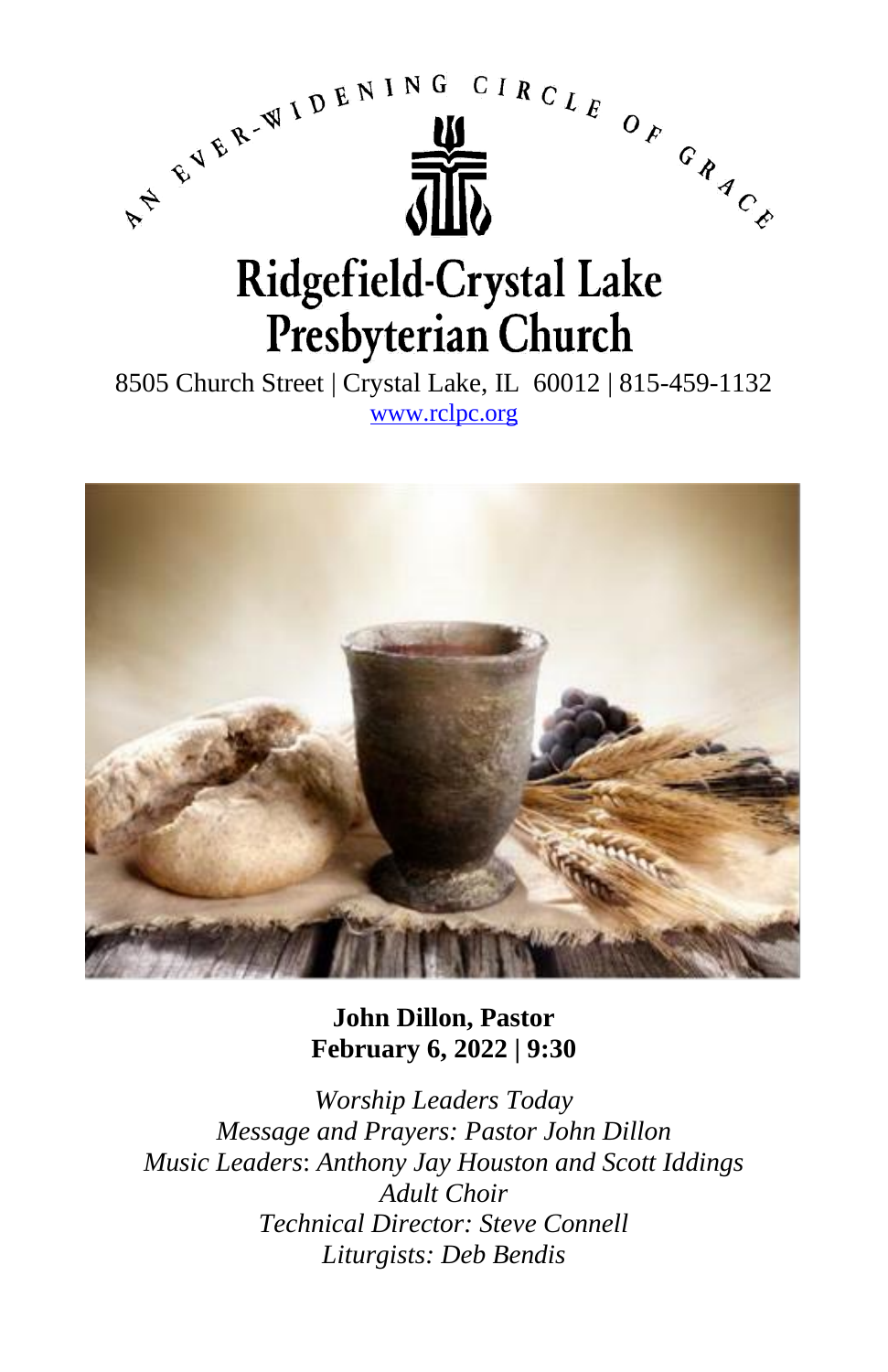AN EVER-WIDENING CIRCLE OF GRACE

# Ridgefield-Crystal Lake Presbyterian Church

8505 Church Street | Crystal Lake, IL 60012 | 815-459-1132
www.rclpc.org

**John Dillon, Pastor**
**February 6, 2022 | 9:30**

*Worship Leaders Today*
*Message and Prayers: Pastor John Dillon*
*Music Leaders*: *Anthony Jay Houston and Scott Iddings*
*Adult Choir*
*Technical Director: Steve Connell*
*Liturgists: Deb Bendis*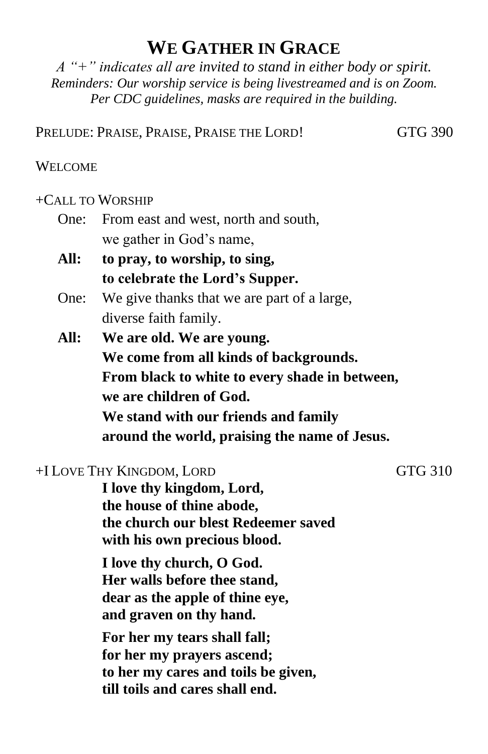# WE GATHER IN GRACE

*A "+" indicates all are invited to stand in either body or spirit.*
*Reminders: Our worship service is being livestreamed and is on Zoom.*
*Per CDC guidelines, masks are required in the building.*

PRELUDE: PRAISE, PRAISE, PRAISE THE LORD! GTG 390

WELCOME

+CALL TO WORSHIP

One: From east and west, north and south,
we gather in God's name,

**All: to pray, to worship, to sing,**
**to celebrate the Lord's Supper.**

One: We give thanks that we are part of a large,
diverse faith family.

**All: We are old. We are young.**
**We come from all kinds of backgrounds.**
**From black to white to every shade in between,**
**we are children of God.**
**We stand with our friends and family**
**around the world, praising the name of Jesus.**

+I LOVE THY KINGDOM, LORD GTG 310

**I love thy kingdom, Lord,**
**the house of thine abode,**
**the church our blest Redeemer saved**
**with his own precious blood.**

**I love thy church, O God.**
**Her walls before thee stand,**
**dear as the apple of thine eye,**
**and graven on thy hand.**

**For her my tears shall fall;**
**for her my prayers ascend;**
**to her my cares and toils be given,**
**till toils and cares shall end.**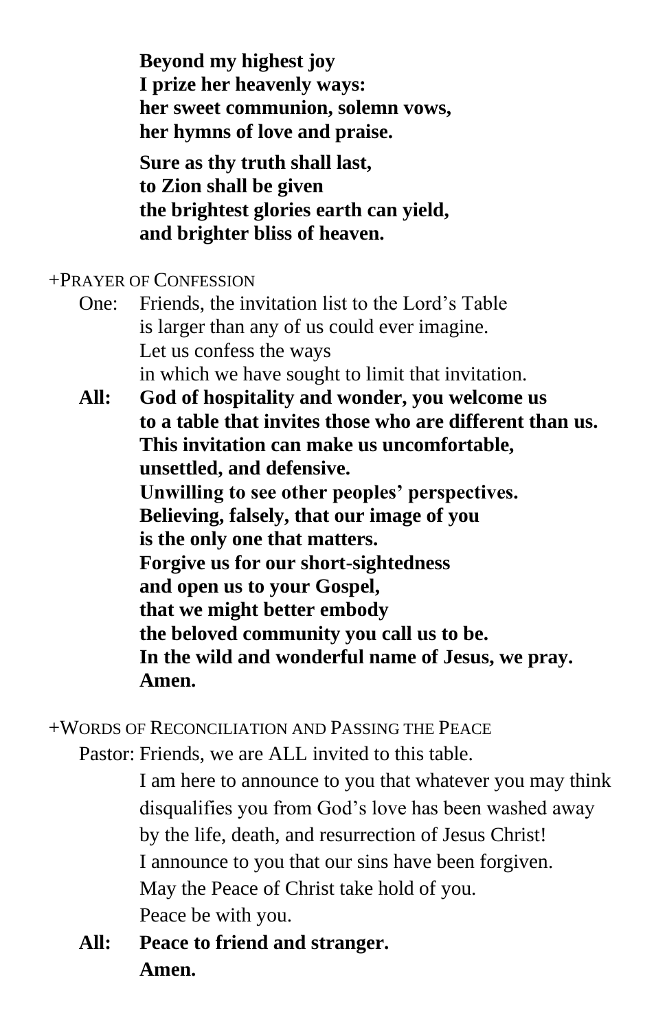**Beyond my highest joy**
**I prize her heavenly ways:**
**her sweet communion, solemn vows,**
**her hymns of love and praise.**

**Sure as thy truth shall last,**
**to Zion shall be given**
**the brightest glories earth can yield,**
**and brighter bliss of heaven.**

+PRAYER OF CONFESSION

One: Friends, the invitation list to the Lord's Table
is larger than any of us could ever imagine.
Let us confess the ways
in which we have sought to limit that invitation.

**All: God of hospitality and wonder, you welcome us**
**to a table that invites those who are different than us.**
**This invitation can make us uncomfortable,**
**unsettled, and defensive.**
**Unwilling to see other peoples' perspectives.**
**Believing, falsely, that our image of you**
**is the only one that matters.**
**Forgive us for our short-sightedness**
**and open us to your Gospel,**
**that we might better embody**
**the beloved community you call us to be.**
**In the wild and wonderful name of Jesus, we pray.**
**Amen.**

+WORDS OF RECONCILIATION AND PASSING THE PEACE

Pastor: Friends, we are ALL invited to this table.
I am here to announce to you that whatever you may think
disqualifies you from God's love has been washed away
by the life, death, and resurrection of Jesus Christ!
I announce to you that our sins have been forgiven.
May the Peace of Christ take hold of you.
Peace be with you.

**All: Peace to friend and stranger.**
**Amen.**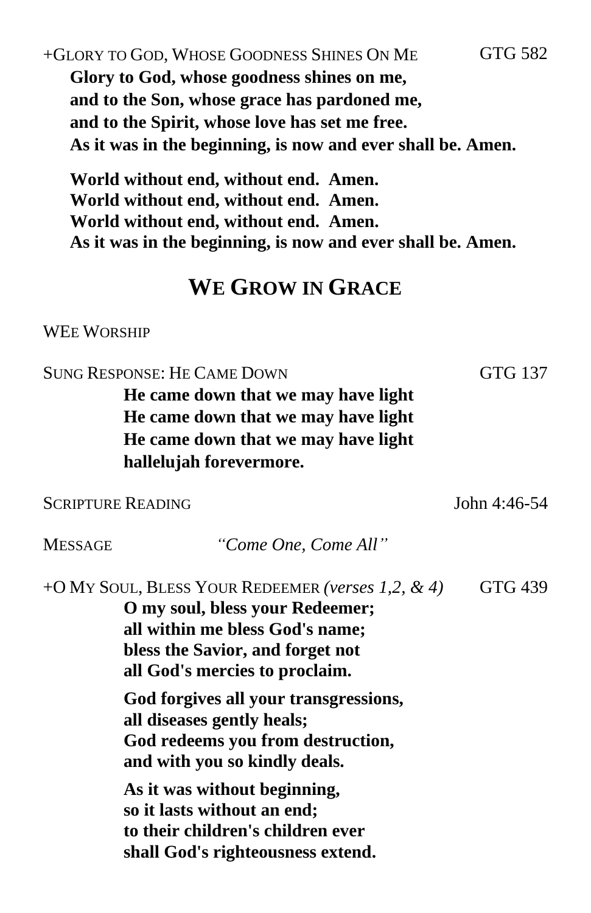+GLORY TO GOD, WHOSE GOODNESS SHINES ON ME GTG 582

**Glory to God, whose goodness shines on me,**
**and to the Son, whose grace has pardoned me,**
**and to the Spirit, whose love has set me free.**
**As it was in the beginning, is now and ever shall be. Amen.**

**World without end, without end. Amen.**
**World without end, without end. Amen.**
**World without end, without end. Amen.**
**As it was in the beginning, is now and ever shall be. Amen.**

## WE GROW IN GRACE

WEE WORSHIP

SUNG RESPONSE: HE CAME DOWN GTG 137

**He came down that we may have light**
**He came down that we may have light**
**He came down that we may have light**
**hallelujah forevermore.**

SCRIPTURE READING John 4:46-54

MESSAGE *"Come One, Come All"*

+O MY SOUL, BLESS YOUR REDEEMER *(verses 1,2, & 4)* GTG 439

**O my soul, bless your Redeemer;**
**all within me bless God's name;**
**bless the Savior, and forget not**
**all God's mercies to proclaim.**

**God forgives all your transgressions,**
**all diseases gently heals;**
**God redeems you from destruction,**
**and with you so kindly deals.**

**As it was without beginning,**
**so it lasts without an end;**
**to their children's children ever**
**shall God's righteousness extend.**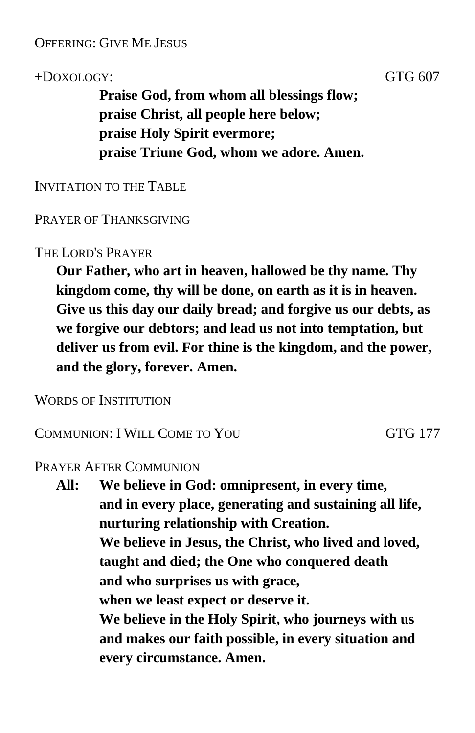OFFERING: GIVE ME JESUS

+DOXOLOGY: GTG 607

**Praise God, from whom all blessings flow;**
**praise Christ, all people here below;**
**praise Holy Spirit evermore;**
**praise Triune God, whom we adore. Amen.**

INVITATION TO THE TABLE

PRAYER OF THANKSGIVING

THE LORD'S PRAYER

**Our Father, who art in heaven, hallowed be thy name. Thy kingdom come, thy will be done, on earth as it is in heaven. Give us this day our daily bread; and forgive us our debts, as we forgive our debtors; and lead us not into temptation, but deliver us from evil. For thine is the kingdom, and the power, and the glory, forever. Amen.**

WORDS OF INSTITUTION

COMMUNION: I WILL COME TO YOU GTG 177

PRAYER AFTER COMMUNION

**All: We believe in God: omnipresent, in every time, and in every place, generating and sustaining all life, nurturing relationship with Creation.**
**We believe in Jesus, the Christ, who lived and loved, taught and died; the One who conquered death and who surprises us with grace, when we least expect or deserve it.**
**We believe in the Holy Spirit, who journeys with us and makes our faith possible, in every situation and every circumstance. Amen.**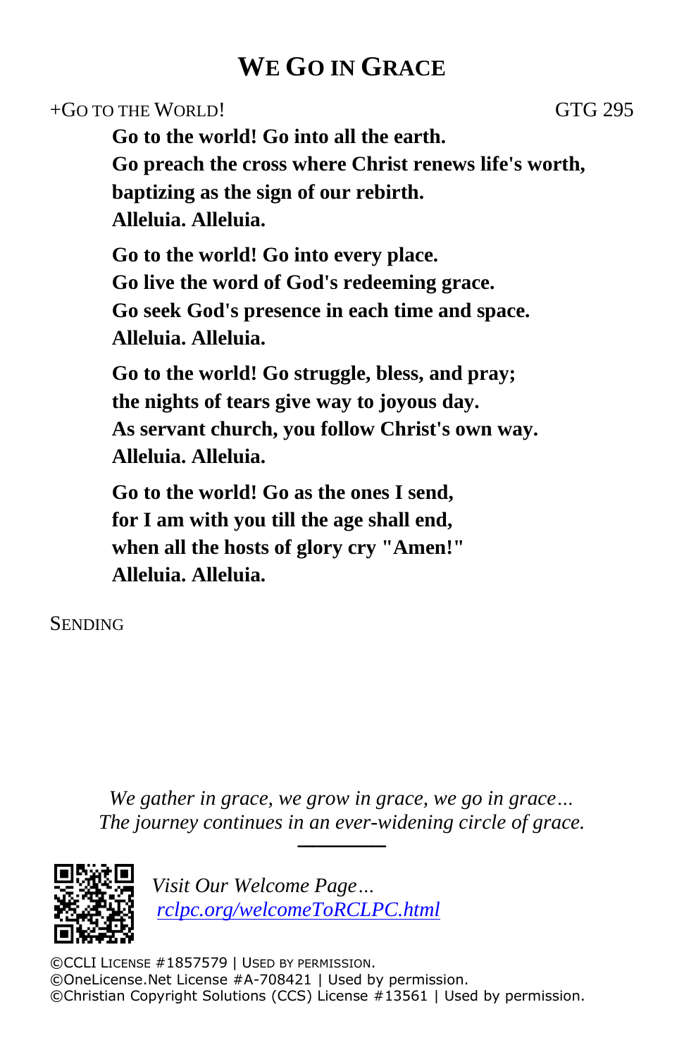# We Go in Grace

+Go to the World! GTG 295

**Go to the world! Go into all the earth.**
**Go preach the cross where Christ renews life's worth,**
**baptizing as the sign of our rebirth.**
**Alleluia. Alleluia.**

**Go to the world! Go into every place.**
**Go live the word of God's redeeming grace.**
**Go seek God's presence in each time and space.**
**Alleluia. Alleluia.**

**Go to the world! Go struggle, bless, and pray;**
**the nights of tears give way to joyous day.**
**As servant church, you follow Christ's own way.**
**Alleluia. Alleluia.**

**Go to the world! Go as the ones I send,**
**for I am with you till the age shall end,**
**when all the hosts of glory cry "Amen!"**
**Alleluia. Alleluia.**

Sending

*We gather in grace, we grow in grace, we go in grace…*
*The journey continues in an ever-widening circle of grace.*

*Visit Our Welcome Page…*
*rclpc.org/welcomeToRCLPC.html*

©CCLI License #1857579 | Used by permission.
©OneLicense.Net License #A-708421 | Used by permission.
©Christian Copyright Solutions (CCS) License #13561 | Used by permission.